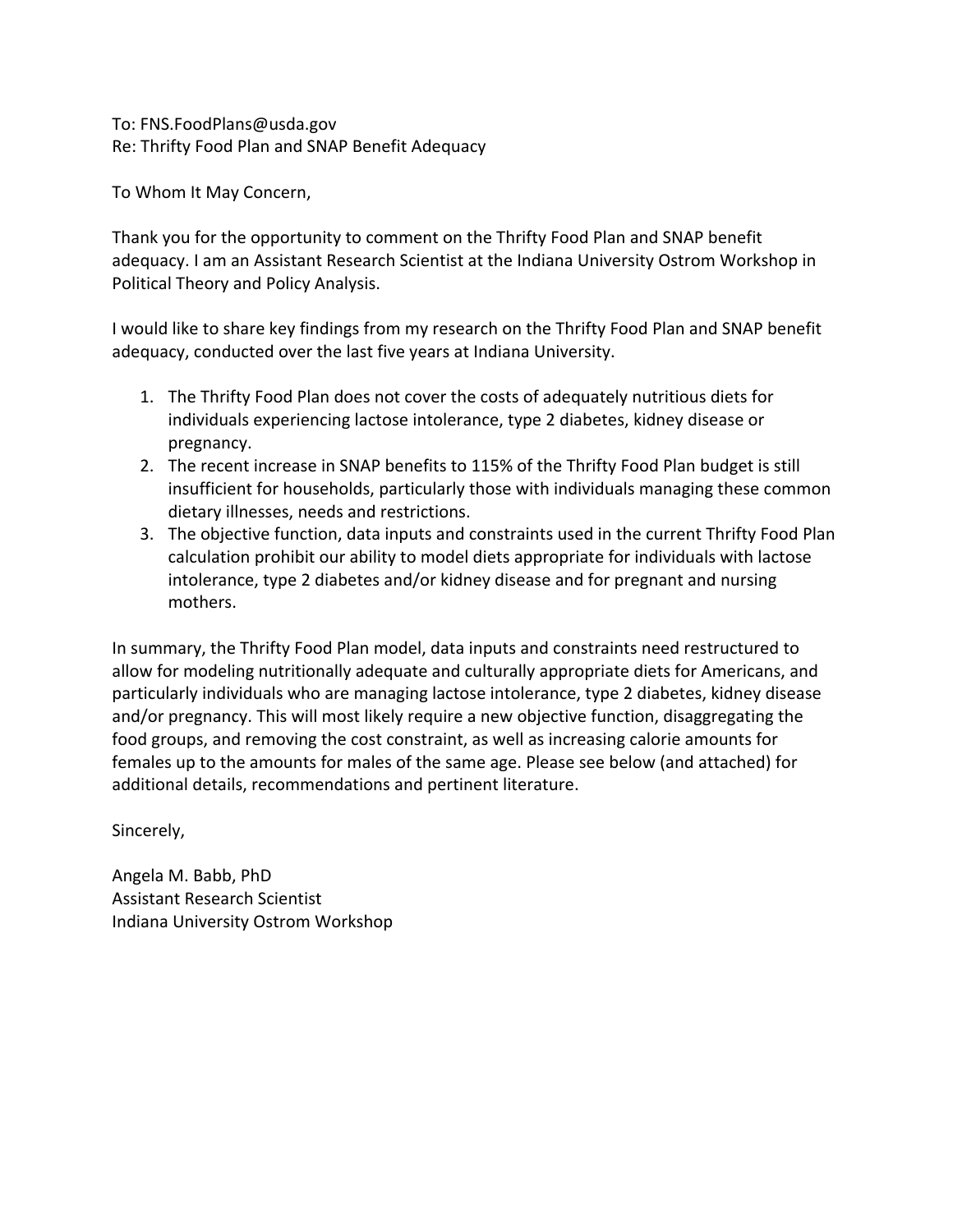To: FNS.FoodPlans@usda.gov
Re: Thrifty Food Plan and SNAP Benefit Adequacy

To Whom It May Concern,

Thank you for the opportunity to comment on the Thrifty Food Plan and SNAP benefit adequacy. I am an Assistant Research Scientist at the Indiana University Ostrom Workshop in Political Theory and Policy Analysis.

I would like to share key findings from my research on the Thrifty Food Plan and SNAP benefit adequacy, conducted over the last five years at Indiana University.

1. The Thrifty Food Plan does not cover the costs of adequately nutritious diets for individuals experiencing lactose intolerance, type 2 diabetes, kidney disease or pregnancy.
2. The recent increase in SNAP benefits to 115% of the Thrifty Food Plan budget is still insufficient for households, particularly those with individuals managing these common dietary illnesses, needs and restrictions.
3. The objective function, data inputs and constraints used in the current Thrifty Food Plan calculation prohibit our ability to model diets appropriate for individuals with lactose intolerance, type 2 diabetes and/or kidney disease and for pregnant and nursing mothers.

In summary, the Thrifty Food Plan model, data inputs and constraints need restructured to allow for modeling nutritionally adequate and culturally appropriate diets for Americans, and particularly individuals who are managing lactose intolerance, type 2 diabetes, kidney disease and/or pregnancy. This will most likely require a new objective function, disaggregating the food groups, and removing the cost constraint, as well as increasing calorie amounts for females up to the amounts for males of the same age. Please see below (and attached) for additional details, recommendations and pertinent literature.

Sincerely,

Angela M. Babb, PhD
Assistant Research Scientist
Indiana University Ostrom Workshop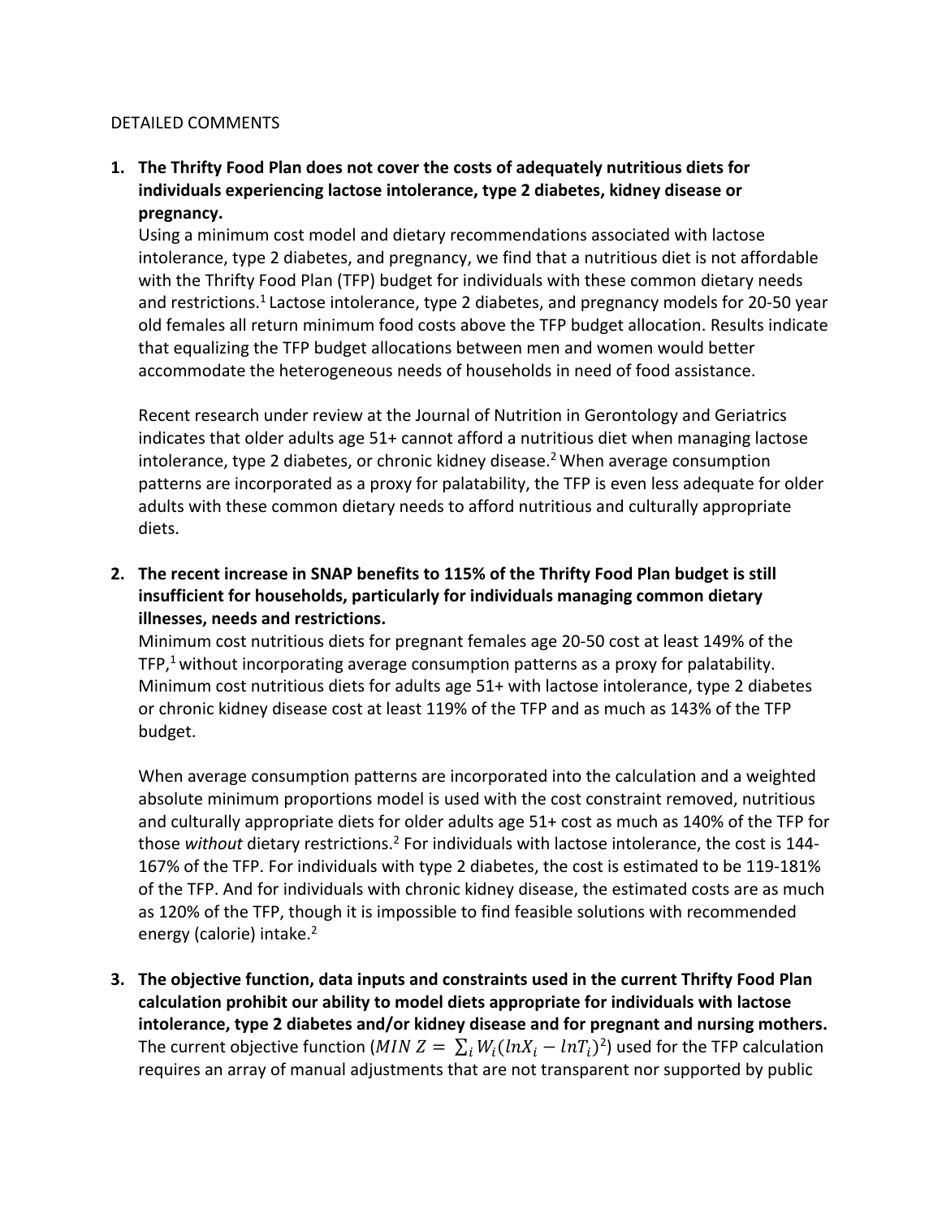DETAILED COMMENTS

1. **The Thrifty Food Plan does not cover the costs of adequately nutritious diets for individuals experiencing lactose intolerance, type 2 diabetes, kidney disease or pregnancy.**

   Using a minimum cost model and dietary recommendations associated with lactose intolerance, type 2 diabetes, and pregnancy, we find that a nutritious diet is not affordable with the Thrifty Food Plan (TFP) budget for individuals with these common dietary needs and restrictions.[1] Lactose intolerance, type 2 diabetes, and pregnancy models for 20-50 year old females all return minimum food costs above the TFP budget allocation. Results indicate that equalizing the TFP budget allocations between men and women would better accommodate the heterogeneous needs of households in need of food assistance.

   Recent research under review at the Journal of Nutrition in Gerontology and Geriatrics indicates that older adults age 51+ cannot afford a nutritious diet when managing lactose intolerance, type 2 diabetes, or chronic kidney disease.[2] When average consumption patterns are incorporated as a proxy for palatability, the TFP is even less adequate for older adults with these common dietary needs to afford nutritious and culturally appropriate diets.

2. **The recent increase in SNAP benefits to 115% of the Thrifty Food Plan budget is still insufficient for households, particularly for individuals managing common dietary illnesses, needs and restrictions.**

   Minimum cost nutritious diets for pregnant females age 20-50 cost at least 149% of the TFP,[1] without incorporating average consumption patterns as a proxy for palatability. Minimum cost nutritious diets for adults age 51+ with lactose intolerance, type 2 diabetes or chronic kidney disease cost at least 119% of the TFP and as much as 143% of the TFP budget.

   When average consumption patterns are incorporated into the calculation and a weighted absolute minimum proportions model is used with the cost constraint removed, nutritious and culturally appropriate diets for older adults age 51+ cost as much as 140% of the TFP for those *without* dietary restrictions.[2] For individuals with lactose intolerance, the cost is 144-167% of the TFP. For individuals with type 2 diabetes, the cost is estimated to be 119-181% of the TFP. And for individuals with chronic kidney disease, the estimated costs are as much as 120% of the TFP, though it is impossible to find feasible solutions with recommended energy (calorie) intake.[2]

3. **The objective function, data inputs and constraints used in the current Thrifty Food Plan calculation prohibit our ability to model diets appropriate for individuals with lactose intolerance, type 2 diabetes and/or kidney disease and for pregnant and nursing mothers.**

   The current objective function ($MIN\ Z = \sum_i W_i(lnX_i - lnT_i)^2$) used for the TFP calculation requires an array of manual adjustments that are not transparent nor supported by public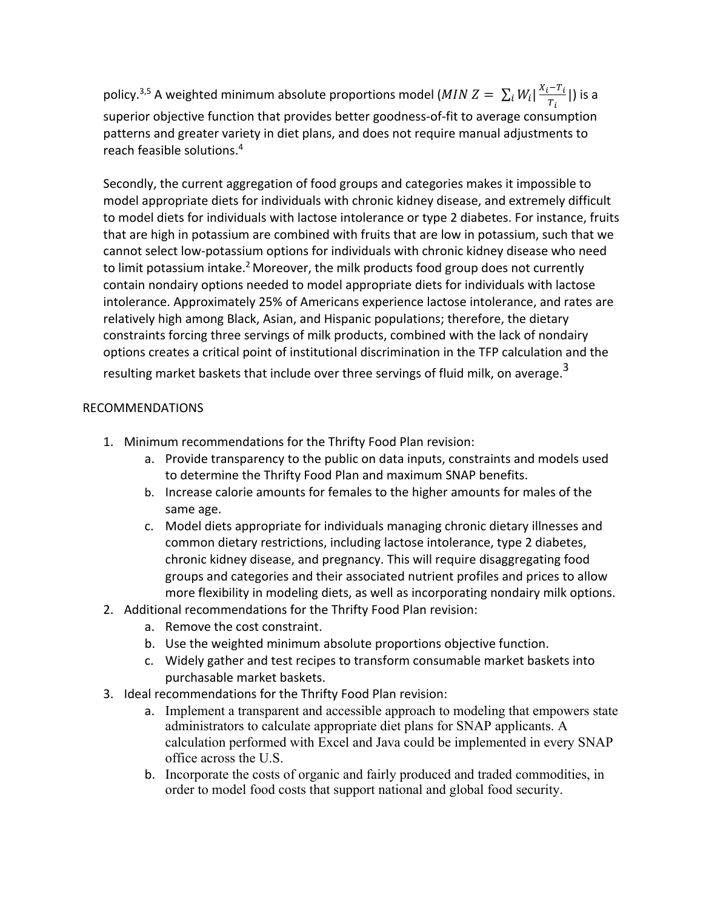policy.[3,5] A weighted minimum absolute proportions model ($MIN\ Z = \sum_i W_i |\frac{X_i - T_i}{T_i}|$) is a superior objective function that provides better goodness-of-fit to average consumption patterns and greater variety in diet plans, and does not require manual adjustments to reach feasible solutions.[4]

Secondly, the current aggregation of food groups and categories makes it impossible to model appropriate diets for individuals with chronic kidney disease, and extremely difficult to model diets for individuals with lactose intolerance or type 2 diabetes. For instance, fruits that are high in potassium are combined with fruits that are low in potassium, such that we cannot select low-potassium options for individuals with chronic kidney disease who need to limit potassium intake.[2] Moreover, the milk products food group does not currently contain nondairy options needed to model appropriate diets for individuals with lactose intolerance. Approximately 25% of Americans experience lactose intolerance, and rates are relatively high among Black, Asian, and Hispanic populations; therefore, the dietary constraints forcing three servings of milk products, combined with the lack of nondairy options creates a critical point of institutional discrimination in the TFP calculation and the resulting market baskets that include over three servings of fluid milk, on average.[3]

RECOMMENDATIONS

1. Minimum recommendations for the Thrifty Food Plan revision:
    a. Provide transparency to the public on data inputs, constraints and models used to determine the Thrifty Food Plan and maximum SNAP benefits.
    b. Increase calorie amounts for females to the higher amounts for males of the same age.
    c. Model diets appropriate for individuals managing chronic dietary illnesses and common dietary restrictions, including lactose intolerance, type 2 diabetes, chronic kidney disease, and pregnancy. This will require disaggregating food groups and categories and their associated nutrient profiles and prices to allow more flexibility in modeling diets, as well as incorporating nondairy milk options.
2. Additional recommendations for the Thrifty Food Plan revision:
    a. Remove the cost constraint.
    b. Use the weighted minimum absolute proportions objective function.
    c. Widely gather and test recipes to transform consumable market baskets into purchasable market baskets.
3. Ideal recommendations for the Thrifty Food Plan revision:
    a. Implement a transparent and accessible approach to modeling that empowers state administrators to calculate appropriate diet plans for SNAP applicants. A calculation performed with Excel and Java could be implemented in every SNAP office across the U.S.
    b. Incorporate the costs of organic and fairly produced and traded commodities, in order to model food costs that support national and global food security.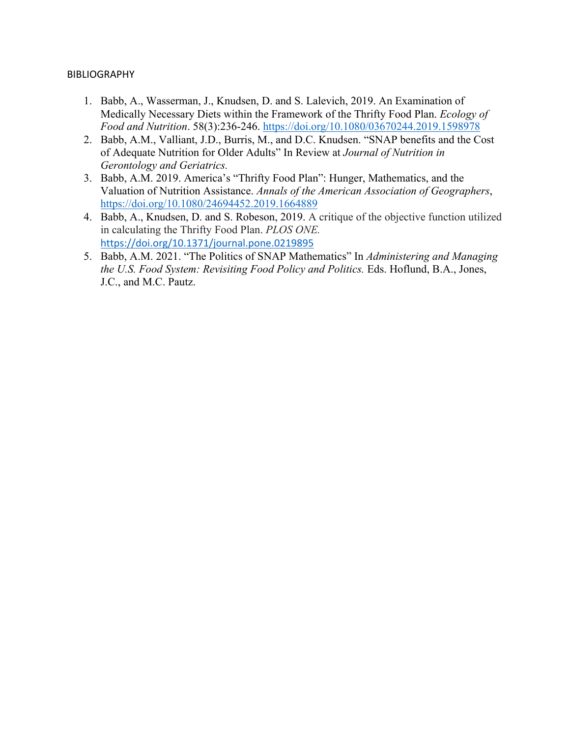BIBLIOGRAPHY

1. Babb, A., Wasserman, J., Knudsen, D. and S. Lalevich, 2019. An Examination of Medically Necessary Diets within the Framework of the Thrifty Food Plan. *Ecology of Food and Nutrition*. 58(3):236-246. https://doi.org/10.1080/03670244.2019.1598978
2. Babb, A.M., Valliant, J.D., Burris, M., and D.C. Knudsen. "SNAP benefits and the Cost of Adequate Nutrition for Older Adults" In Review at *Journal of Nutrition in Gerontology and Geriatrics.*
3. Babb, A.M. 2019. America's "Thrifty Food Plan": Hunger, Mathematics, and the Valuation of Nutrition Assistance. *Annals of the American Association of Geographers*, https://doi.org/10.1080/24694452.2019.1664889
4. Babb, A., Knudsen, D. and S. Robeson, 2019. A critique of the objective function utilized in calculating the Thrifty Food Plan. *PLOS ONE.* https://doi.org/10.1371/journal.pone.0219895
5. Babb, A.M. 2021. "The Politics of SNAP Mathematics" In *Administering and Managing the U.S. Food System: Revisiting Food Policy and Politics.* Eds. Hoflund, B.A., Jones, J.C., and M.C. Pautz.